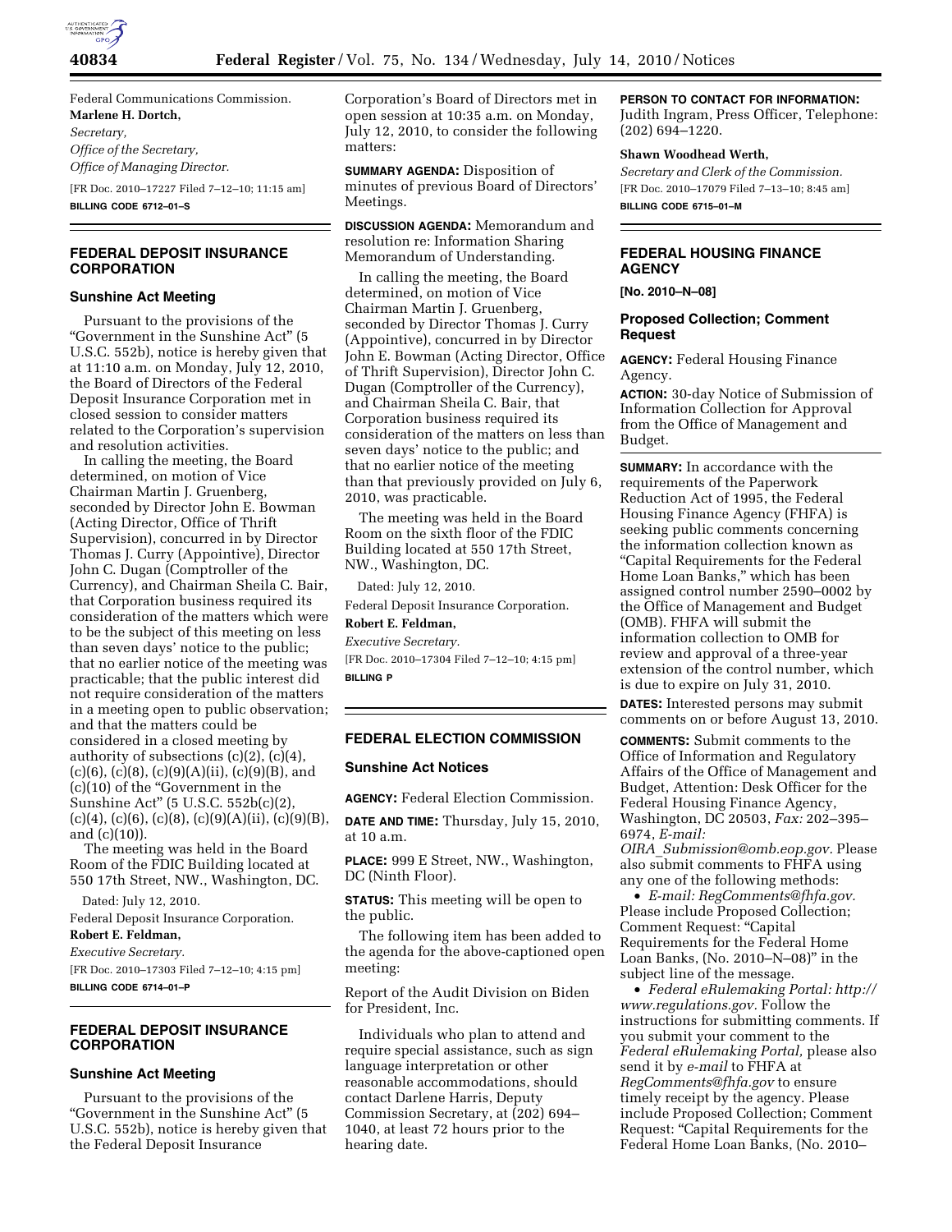Federal Communications Commission.

**Marlene H. Dortch,**

*Secretary,*

*Office of the Secretary,*

*Office of Managing Director.*

[FR Doc. 2010–17227 Filed 7–12–10; 11:15 am]

**BILLING CODE 6712–01–S**

## FEDERAL DEPOSIT INSURANCE CORPORATION

### Sunshine Act Meeting

Pursuant to the provisions of the "Government in the Sunshine Act" (5 U.S.C. 552b), notice is hereby given that at 11:10 a.m. on Monday, July 12, 2010, the Board of Directors of the Federal Deposit Insurance Corporation met in closed session to consider matters related to the Corporation's supervision and resolution activities.

In calling the meeting, the Board determined, on motion of Vice Chairman Martin J. Gruenberg, seconded by Director John E. Bowman (Acting Director, Office of Thrift Supervision), concurred in by Director Thomas J. Curry (Appointive), Director John C. Dugan (Comptroller of the Currency), and Chairman Sheila C. Bair, that Corporation business required its consideration of the matters which were to be the subject of this meeting on less than seven days' notice to the public; that no earlier notice of the meeting was practicable; that the public interest did not require consideration of the matters in a meeting open to public observation; and that the matters could be considered in a closed meeting by authority of subsections (c)(2), (c)(4), (c)(6), (c)(8), (c)(9)(A)(ii), (c)(9)(B), and (c)(10) of the "Government in the Sunshine Act" (5 U.S.C. 552b(c)(2), (c)(4), (c)(6), (c)(8), (c)(9)(A)(ii), (c)(9)(B), and (c)(10)).

The meeting was held in the Board Room of the FDIC Building located at 550 17th Street, NW., Washington, DC.

Dated: July 12, 2010.

Federal Deposit Insurance Corporation.

**Robert E. Feldman,**

*Executive Secretary.*

[FR Doc. 2010–17303 Filed 7–12–10; 4:15 pm]

**BILLING CODE 6714–01–P**

## FEDERAL DEPOSIT INSURANCE CORPORATION

### Sunshine Act Meeting

Pursuant to the provisions of the "Government in the Sunshine Act" (5 U.S.C. 552b), notice is hereby given that the Federal Deposit Insurance Corporation's Board of Directors met in open session at 10:35 a.m. on Monday, July 12, 2010, to consider the following matters:

**SUMMARY AGENDA:** Disposition of minutes of previous Board of Directors' Meetings.

**DISCUSSION AGENDA:** Memorandum and resolution re: Information Sharing Memorandum of Understanding.

In calling the meeting, the Board determined, on motion of Vice Chairman Martin J. Gruenberg, seconded by Director Thomas J. Curry (Appointive), concurred in by Director John E. Bowman (Acting Director, Office of Thrift Supervision), Director John C. Dugan (Comptroller of the Currency), and Chairman Sheila C. Bair, that Corporation business required its consideration of the matters on less than seven days' notice to the public; and that no earlier notice of the meeting than that previously provided on July 6, 2010, was practicable.

The meeting was held in the Board Room on the sixth floor of the FDIC Building located at 550 17th Street, NW., Washington, DC.

Dated: July 12, 2010.

Federal Deposit Insurance Corporation.

**Robert E. Feldman,**

*Executive Secretary.*

[FR Doc. 2010–17304 Filed 7–12–10; 4:15 pm]

**BILLING P**

## FEDERAL ELECTION COMMISSION

### Sunshine Act Notices

**AGENCY:** Federal Election Commission.

**DATE AND TIME:** Thursday, July 15, 2010, at 10 a.m.

**PLACE:** 999 E Street, NW., Washington, DC (Ninth Floor).

**STATUS:** This meeting will be open to the public.

The following item has been added to the agenda for the above-captioned open meeting:

Report of the Audit Division on Biden for President, Inc.

Individuals who plan to attend and require special assistance, such as sign language interpretation or other reasonable accommodations, should contact Darlene Harris, Deputy Commission Secretary, at (202) 694–1040, at least 72 hours prior to the hearing date.

**PERSON TO CONTACT FOR INFORMATION:** Judith Ingram, Press Officer, Telephone: (202) 694–1220.

**Shawn Woodhead Werth,**

*Secretary and Clerk of the Commission.*

[FR Doc. 2010–17079 Filed 7–13–10; 8:45 am]

**BILLING CODE 6715–01–M**

## FEDERAL HOUSING FINANCE AGENCY

**[No. 2010–N–08]**

### Proposed Collection; Comment Request

**AGENCY:** Federal Housing Finance Agency.

**ACTION:** 30-day Notice of Submission of Information Collection for Approval from the Office of Management and Budget.

**SUMMARY:** In accordance with the requirements of the Paperwork Reduction Act of 1995, the Federal Housing Finance Agency (FHFA) is seeking public comments concerning the information collection known as "Capital Requirements for the Federal Home Loan Banks," which has been assigned control number 2590–0002 by the Office of Management and Budget (OMB). FHFA will submit the information collection to OMB for review and approval of a three-year extension of the control number, which is due to expire on July 31, 2010.

**DATES:** Interested persons may submit comments on or before August 13, 2010.

**COMMENTS:** Submit comments to the Office of Information and Regulatory Affairs of the Office of Management and Budget, Attention: Desk Officer for the Federal Housing Finance Agency, Washington, DC 20503, *Fax:* 202–395–6974, *E-mail: OIRA_Submission@omb.eop.gov.* Please also submit comments to FHFA using any one of the following methods:

- *E-mail: RegComments@fhfa.gov.* Please include Proposed Collection; Comment Request: "Capital Requirements for the Federal Home Loan Banks, (No. 2010–N–08)" in the subject line of the message.
- *Federal eRulemaking Portal: http://www.regulations.gov.* Follow the instructions for submitting comments. If you submit your comment to the *Federal eRulemaking Portal,* please also send it by *e-mail* to FHFA at *RegComments@fhfa.gov* to ensure timely receipt by the agency. Please include Proposed Collection; Comment Request: "Capital Requirements for the Federal Home Loan Banks, (No. 2010–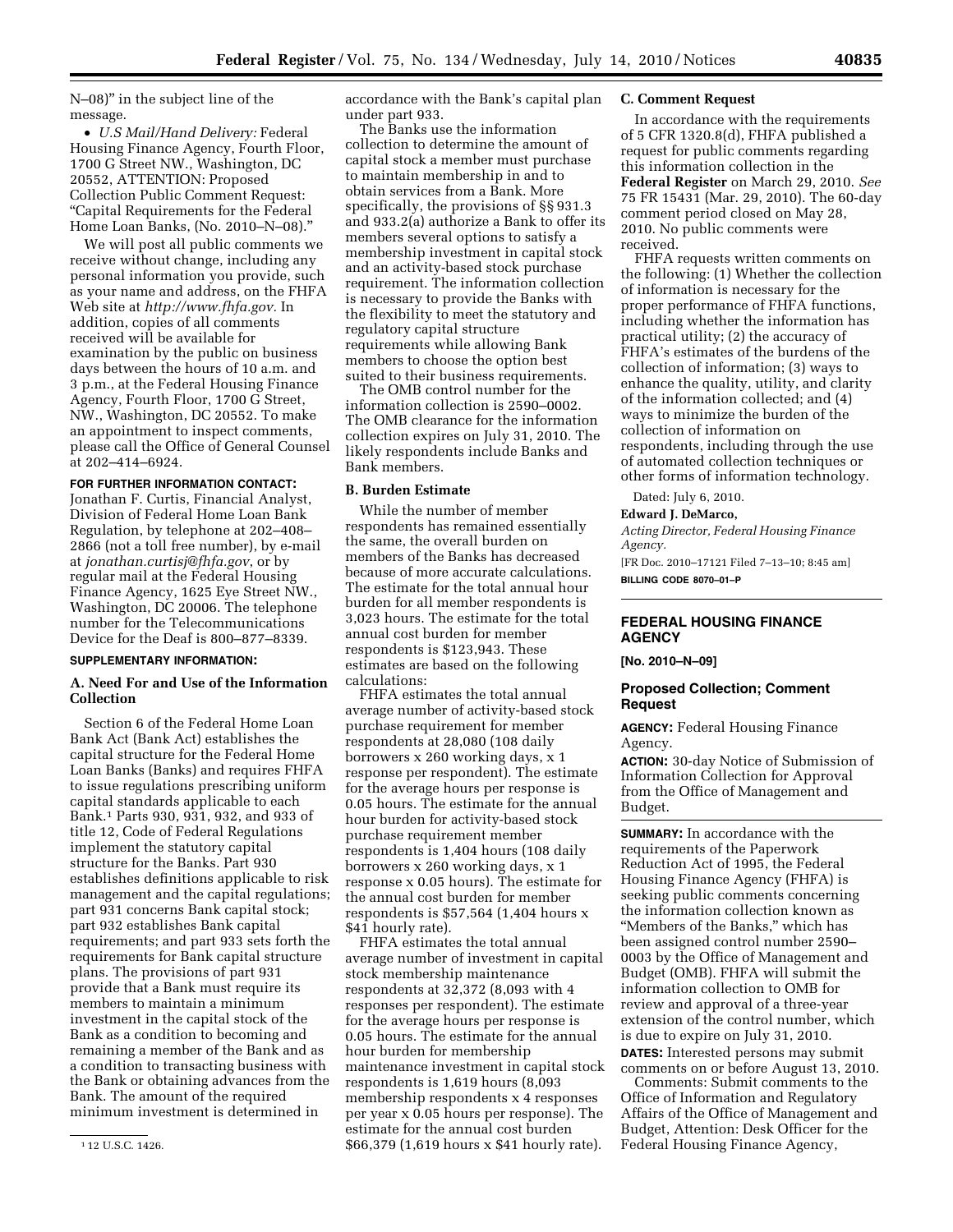N–08)" in the subject line of the message.

- *U.S Mail/Hand Delivery:* Federal Housing Finance Agency, Fourth Floor, 1700 G Street NW., Washington, DC 20552, ATTENTION: Proposed Collection Public Comment Request: "Capital Requirements for the Federal Home Loan Banks, (No. 2010–N–08)."

We will post all public comments we receive without change, including any personal information you provide, such as your name and address, on the FHFA Web site at *http://www.fhfa.gov.* In addition, copies of all comments received will be available for examination by the public on business days between the hours of 10 a.m. and 3 p.m., at the Federal Housing Finance Agency, Fourth Floor, 1700 G Street, NW., Washington, DC 20552. To make an appointment to inspect comments, please call the Office of General Counsel at 202–414–6924.

**FOR FURTHER INFORMATION CONTACT:** Jonathan F. Curtis, Financial Analyst, Division of Federal Home Loan Bank Regulation, by telephone at 202–408–2866 (not a toll free number), by e-mail at *jonathan.curtisj@fhfa.gov*, or by regular mail at the Federal Housing Finance Agency, 1625 Eye Street NW., Washington, DC 20006. The telephone number for the Telecommunications Device for the Deaf is 800–877–8339.

**SUPPLEMENTARY INFORMATION:**

### A. Need For and Use of the Information Collection

Section 6 of the Federal Home Loan Bank Act (Bank Act) establishes the capital structure for the Federal Home Loan Banks (Banks) and requires FHFA to issue regulations prescribing uniform capital standards applicable to each Bank.[1] Parts 930, 931, 932, and 933 of title 12, Code of Federal Regulations implement the statutory capital structure for the Banks. Part 930 establishes definitions applicable to risk management and the capital regulations; part 931 concerns Bank capital stock; part 932 establishes Bank capital requirements; and part 933 sets forth the requirements for Bank capital structure plans. The provisions of part 931 provide that a Bank must require its members to maintain a minimum investment in the capital stock of the Bank as a condition to becoming and remaining a member of the Bank and as a condition to transacting business with the Bank or obtaining advances from the Bank. The amount of the required minimum investment is determined in accordance with the Bank's capital plan under part 933.

The Banks use the information collection to determine the amount of capital stock a member must purchase to maintain membership in and to obtain services from a Bank. More specifically, the provisions of §§ 931.3 and 933.2(a) authorize a Bank to offer its members several options to satisfy a membership investment in capital stock and an activity-based stock purchase requirement. The information collection is necessary to provide the Banks with the flexibility to meet the statutory and regulatory capital structure requirements while allowing Bank members to choose the option best suited to their business requirements.

The OMB control number for the information collection is 2590–0002. The OMB clearance for the information collection expires on July 31, 2010. The likely respondents include Banks and Bank members.

### B. Burden Estimate

While the number of member respondents has remained essentially the same, the overall burden on members of the Banks has decreased because of more accurate calculations. The estimate for the total annual hour burden for all member respondents is 3,023 hours. The estimate for the total annual cost burden for member respondents is $123,943. These estimates are based on the following calculations:

FHFA estimates the total annual average number of activity-based stock purchase requirement for member respondents at 28,080 (108 daily borrowers x 260 working days, x 1 response per respondent). The estimate for the average hours per response is 0.05 hours. The estimate for the annual hour burden for activity-based stock purchase requirement member respondents is 1,404 hours (108 daily borrowers x 260 working days, x 1 response x 0.05 hours). The estimate for the annual cost burden for member respondents is $57,564 (1,404 hours x $41 hourly rate).

FHFA estimates the total annual average number of investment in capital stock membership maintenance respondents at 32,372 (8,093 with 4 responses per respondent). The estimate for the average hours per response is 0.05 hours. The estimate for the annual hour burden for membership maintenance investment in capital stock respondents is 1,619 hours (8,093 membership respondents x 4 responses per year x 0.05 hours per response). The estimate for the annual cost burden $66,379 (1,619 hours x $41 hourly rate).

### C. Comment Request

In accordance with the requirements of 5 CFR 1320.8(d), FHFA published a request for public comments regarding this information collection in the **Federal Register** on March 29, 2010. *See* 75 FR 15431 (Mar. 29, 2010). The 60-day comment period closed on May 28, 2010. No public comments were received.

FHFA requests written comments on the following: (1) Whether the collection of information is necessary for the proper performance of FHFA functions, including whether the information has practical utility; (2) the accuracy of FHFA's estimates of the burdens of the collection of information; (3) ways to enhance the quality, utility, and clarity of the information collected; and (4) ways to minimize the burden of the collection of information on respondents, including through the use of automated collection techniques or other forms of information technology.

Dated: July 6, 2010.

**Edward J. DeMarco,**

*Acting Director, Federal Housing Finance Agency.*

[FR Doc. 2010–17121 Filed 7–13–10; 8:45 am]

**BILLING CODE 8070–01–P**

[1] 12 U.S.C. 1426.

---

## FEDERAL HOUSING FINANCE AGENCY

**[No. 2010–N–09]**

## Proposed Collection; Comment Request

**AGENCY:** Federal Housing Finance Agency.

**ACTION:** 30-day Notice of Submission of Information Collection for Approval from the Office of Management and Budget.

**SUMMARY:** In accordance with the requirements of the Paperwork Reduction Act of 1995, the Federal Housing Finance Agency (FHFA) is seeking public comments concerning the information collection known as "Members of the Banks," which has been assigned control number 2590–0003 by the Office of Management and Budget (OMB). FHFA will submit the information collection to OMB for review and approval of a three-year extension of the control number, which is due to expire on July 31, 2010.

**DATES:** Interested persons may submit comments on or before August 13, 2010.

Comments: Submit comments to the Office of Information and Regulatory Affairs of the Office of Management and Budget, Attention: Desk Officer for the Federal Housing Finance Agency,